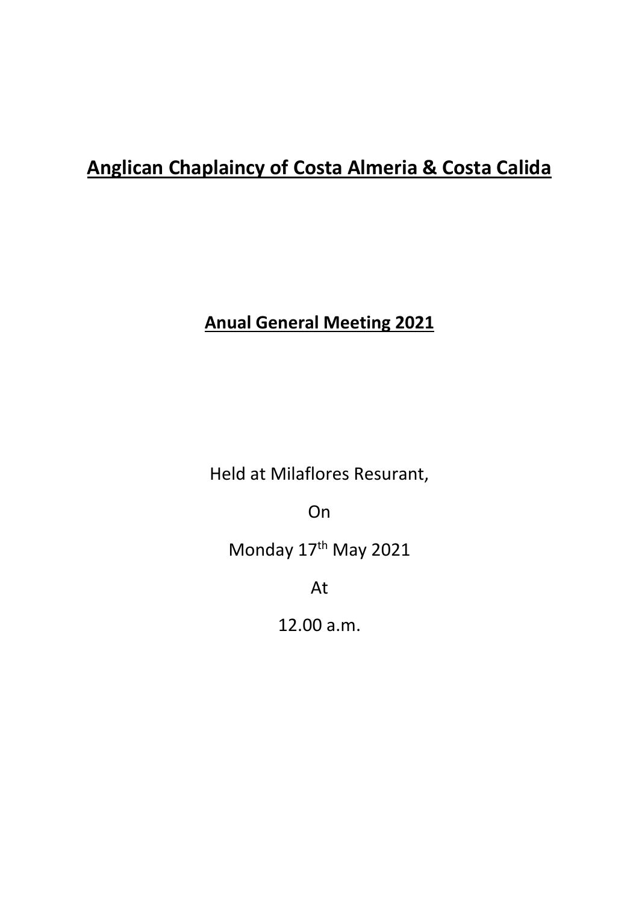# Anglican Chaplaincy of Costa Almeria & Costa Calida

## Anual General Meeting 2021

Held at Milaflores Resurant,

On

Monday 17th May 2021

At

12.00 a.m.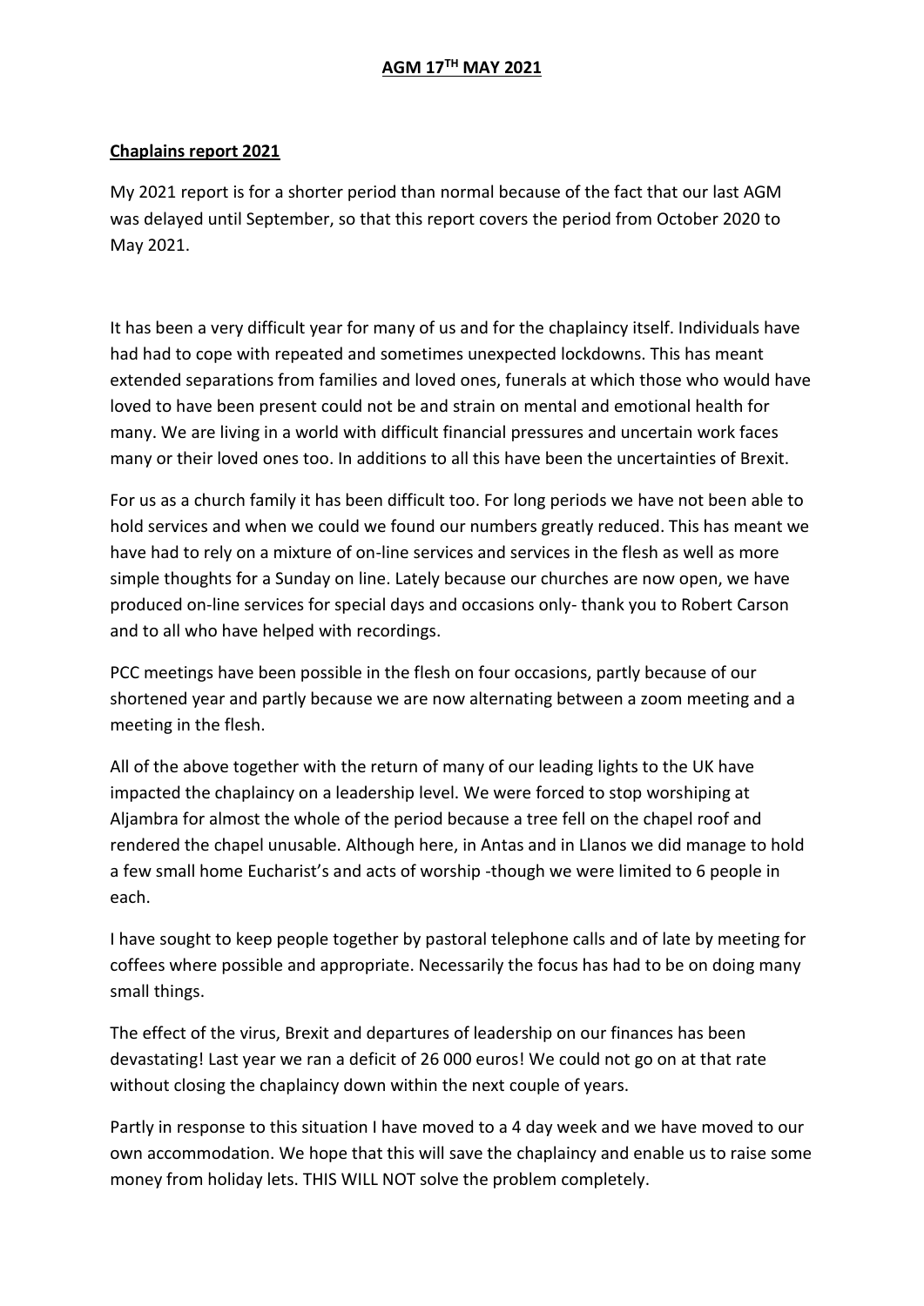## AGM 17TH MAY 2021

**Chaplains report 2021**

My 2021 report is for a shorter period than normal because of the fact that our last AGM was delayed until September, so that this report covers the period from October 2020 to May 2021.

It has been a very difficult year for many of us and for the chaplaincy itself. Individuals have had had to cope with repeated and sometimes unexpected lockdowns. This has meant extended separations from families and loved ones, funerals at which those who would have loved to have been present could not be and strain on mental and emotional health for many. We are living in a world with difficult financial pressures and uncertain work faces many or their loved ones too. In additions to all this have been the uncertainties of Brexit.

For us as a church family it has been difficult too. For long periods we have not been able to hold services and when we could we found our numbers greatly reduced. This has meant we have had to rely on a mixture of on-line services and services in the flesh as well as more simple thoughts for a Sunday on line. Lately because our churches are now open, we have produced on-line services for special days and occasions only- thank you to Robert Carson and to all who have helped with recordings.

PCC meetings have been possible in the flesh on four occasions, partly because of our shortened year and partly because we are now alternating between a zoom meeting and a meeting in the flesh.

All of the above together with the return of many of our leading lights to the UK have impacted the chaplaincy on a leadership level. We were forced to stop worshiping at Aljambra for almost the whole of the period because a tree fell on the chapel roof and rendered the chapel unusable. Although here, in Antas and in Llanos we did manage to hold a few small home Eucharist's and acts of worship -though we were limited to 6 people in each.

I have sought to keep people together by pastoral telephone calls and of late by meeting for coffees where possible and appropriate. Necessarily the focus has had to be on doing many small things.

The effect of the virus, Brexit and departures of leadership on our finances has been devastating! Last year we ran a deficit of 26 000 euros! We could not go on at that rate without closing the chaplaincy down within the next couple of years.

Partly in response to this situation I have moved to a 4 day week and we have moved to our own accommodation. We hope that this will save the chaplaincy and enable us to raise some money from holiday lets. THIS WILL NOT solve the problem completely.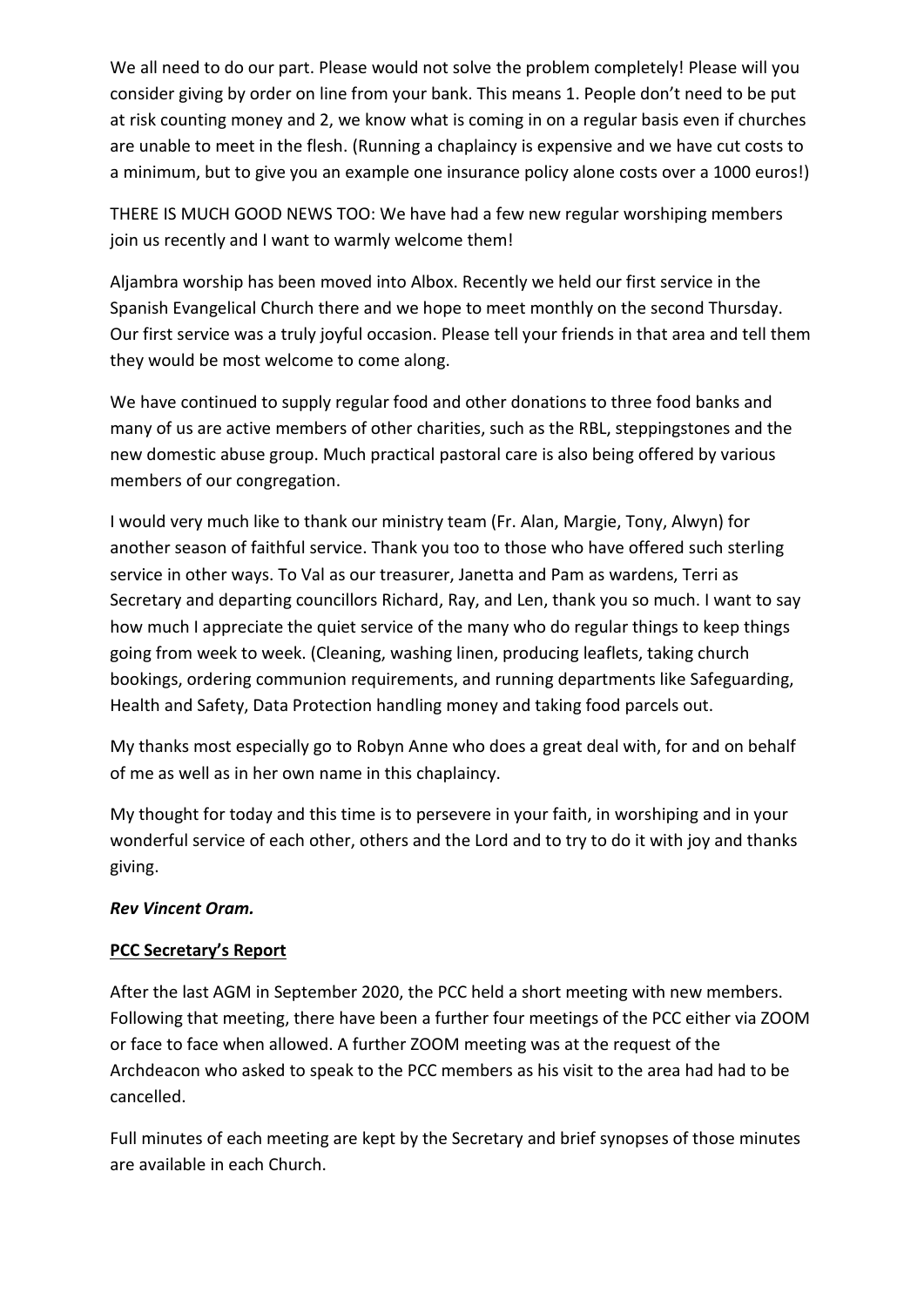We all need to do our part. Please would not solve the problem completely! Please will you consider giving by order on line from your bank. This means 1. People don't need to be put at risk counting money and 2, we know what is coming in on a regular basis even if churches are unable to meet in the flesh. (Running a chaplaincy is expensive and we have cut costs to a minimum, but to give you an example one insurance policy alone costs over a 1000 euros!)

THERE IS MUCH GOOD NEWS TOO: We have had a few new regular worshiping members join us recently and I want to warmly welcome them!

Aljambra worship has been moved into Albox. Recently we held our first service in the Spanish Evangelical Church there and we hope to meet monthly on the second Thursday. Our first service was a truly joyful occasion. Please tell your friends in that area and tell them they would be most welcome to come along.

We have continued to supply regular food and other donations to three food banks and many of us are active members of other charities, such as the RBL, steppingstones and the new domestic abuse group. Much practical pastoral care is also being offered by various members of our congregation.

I would very much like to thank our ministry team (Fr. Alan, Margie, Tony, Alwyn) for another season of faithful service. Thank you too to those who have offered such sterling service in other ways. To Val as our treasurer, Janetta and Pam as wardens, Terri as Secretary and departing councillors Richard, Ray, and Len, thank you so much. I want to say how much I appreciate the quiet service of the many who do regular things to keep things going from week to week. (Cleaning, washing linen, producing leaflets, taking church bookings, ordering communion requirements, and running departments like Safeguarding, Health and Safety, Data Protection handling money and taking food parcels out.

My thanks most especially go to Robyn Anne who does a great deal with, for and on behalf of me as well as in her own name in this chaplaincy.

My thought for today and this time is to persevere in your faith, in worshiping and in your wonderful service of each other, others and the Lord and to try to do it with joy and thanks giving.

***Rev Vincent Oram.***

**PCC Secretary's Report**

After the last AGM in September 2020, the PCC held a short meeting with new members. Following that meeting, there have been a further four meetings of the PCC either via ZOOM or face to face when allowed. A further ZOOM meeting was at the request of the Archdeacon who asked to speak to the PCC members as his visit to the area had had to be cancelled.

Full minutes of each meeting are kept by the Secretary and brief synopses of those minutes are available in each Church.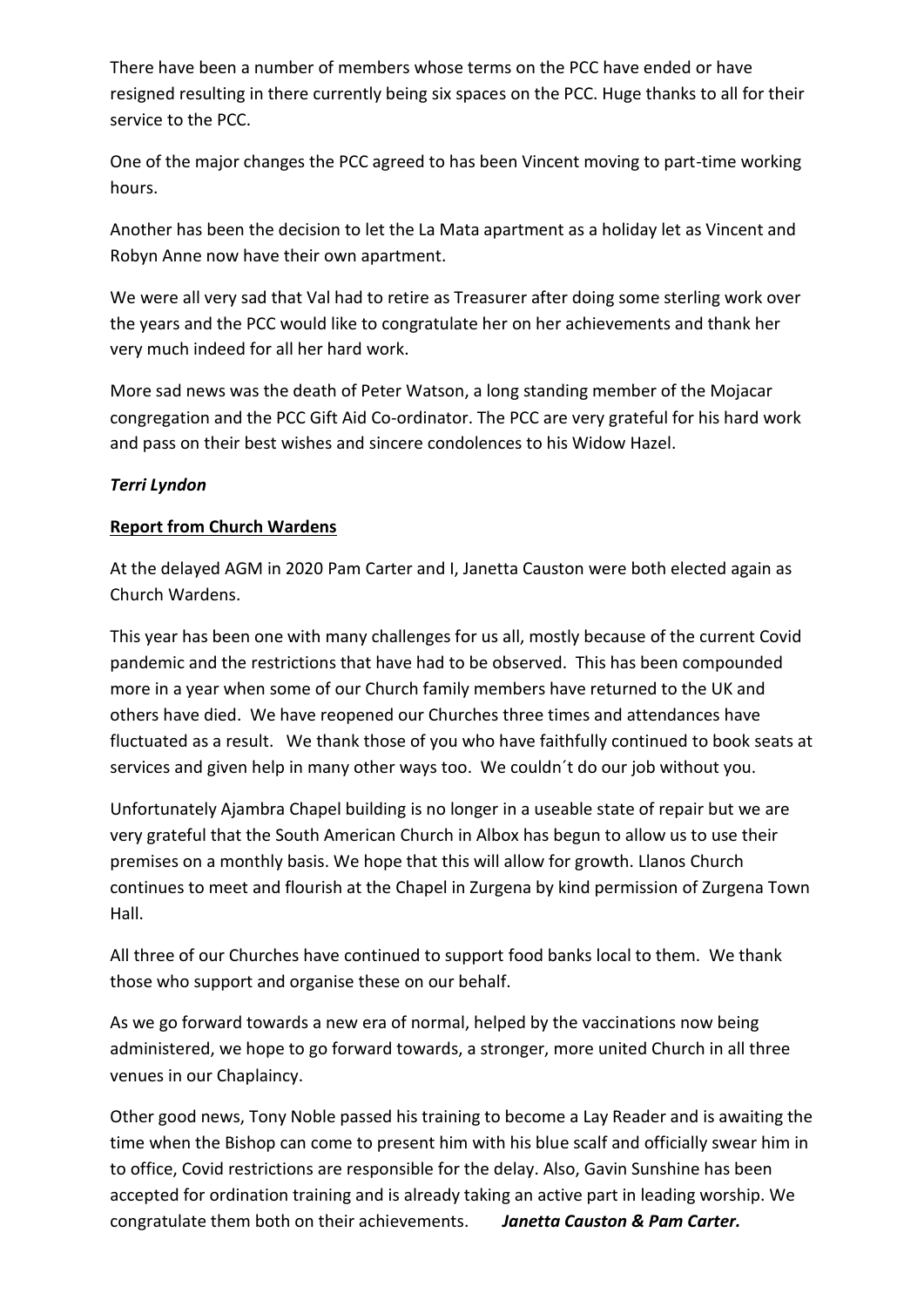There have been a number of members whose terms on the PCC have ended or have resigned resulting in there currently being six spaces on the PCC. Huge thanks to all for their service to the PCC.

One of the major changes the PCC agreed to has been Vincent moving to part-time working hours.

Another has been the decision to let the La Mata apartment as a holiday let as Vincent and Robyn Anne now have their own apartment.

We were all very sad that Val had to retire as Treasurer after doing some sterling work over the years and the PCC would like to congratulate her on her achievements and thank her very much indeed for all her hard work.

More sad news was the death of Peter Watson, a long standing member of the Mojacar congregation and the PCC Gift Aid Co-ordinator. The PCC are very grateful for his hard work and pass on their best wishes and sincere condolences to his Widow Hazel.

***Terri Lyndon***

**Report from Church Wardens**

At the delayed AGM in 2020 Pam Carter and I, Janetta Causton were both elected again as Church Wardens.

This year has been one with many challenges for us all, mostly because of the current Covid pandemic and the restrictions that have had to be observed. This has been compounded more in a year when some of our Church family members have returned to the UK and others have died. We have reopened our Churches three times and attendances have fluctuated as a result. We thank those of you who have faithfully continued to book seats at services and given help in many other ways too. We couldn´t do our job without you.

Unfortunately Ajambra Chapel building is no longer in a useable state of repair but we are very grateful that the South American Church in Albox has begun to allow us to use their premises on a monthly basis. We hope that this will allow for growth. Llanos Church continues to meet and flourish at the Chapel in Zurgena by kind permission of Zurgena Town Hall.

All three of our Churches have continued to support food banks local to them. We thank those who support and organise these on our behalf.

As we go forward towards a new era of normal, helped by the vaccinations now being administered, we hope to go forward towards, a stronger, more united Church in all three venues in our Chaplaincy.

Other good news, Tony Noble passed his training to become a Lay Reader and is awaiting the time when the Bishop can come to present him with his blue scalf and officially swear him in to office, Covid restrictions are responsible for the delay. Also, Gavin Sunshine has been accepted for ordination training and is already taking an active part in leading worship. We congratulate them both on their achievements. ***Janetta Causton & Pam Carter.***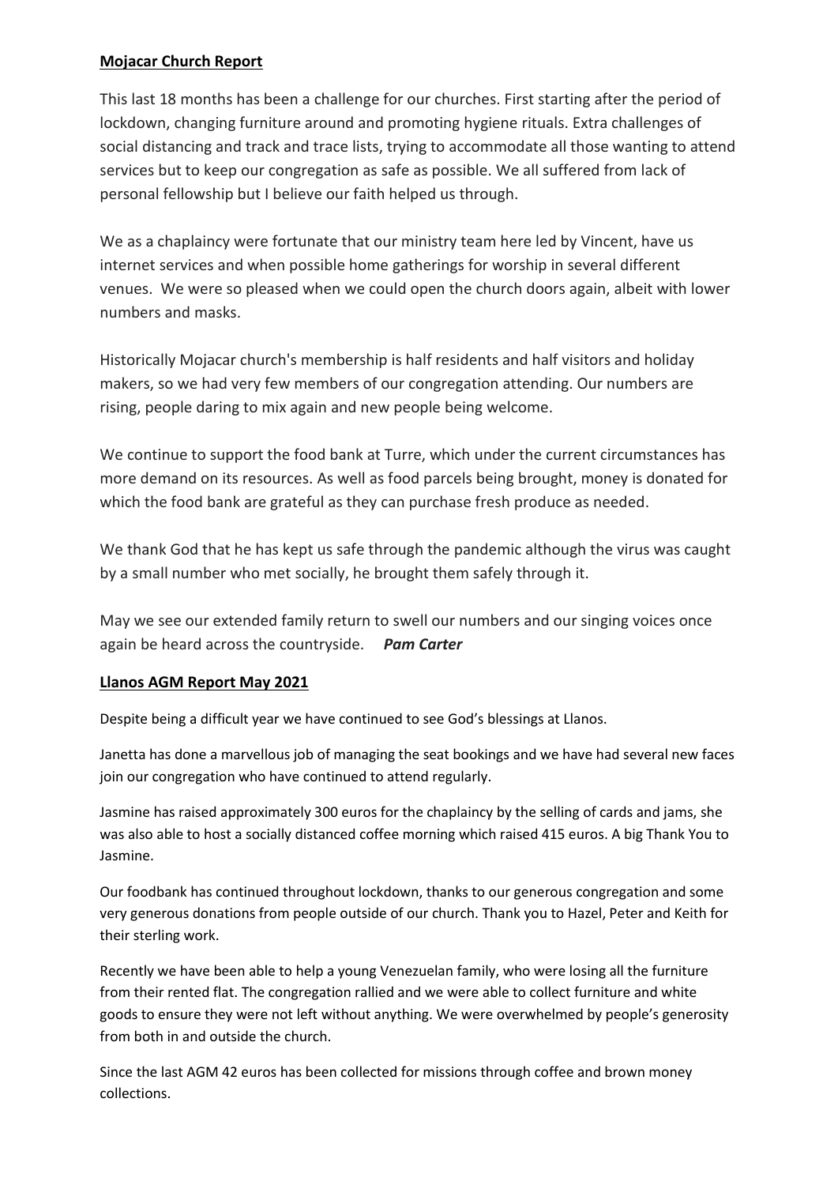**Mojacar Church Report**

This last 18 months has been a challenge for our churches. First starting after the period of lockdown, changing furniture around and promoting hygiene rituals. Extra challenges of social distancing and track and trace lists, trying to accommodate all those wanting to attend services but to keep our congregation as safe as possible. We all suffered from lack of personal fellowship but I believe our faith helped us through.

We as a chaplaincy were fortunate that our ministry team here led by Vincent, have us internet services and when possible home gatherings for worship in several different venues. We were so pleased when we could open the church doors again, albeit with lower numbers and masks.

Historically Mojacar church's membership is half residents and half visitors and holiday makers, so we had very few members of our congregation attending. Our numbers are rising, people daring to mix again and new people being welcome.

We continue to support the food bank at Turre, which under the current circumstances has more demand on its resources. As well as food parcels being brought, money is donated for which the food bank are grateful as they can purchase fresh produce as needed.

We thank God that he has kept us safe through the pandemic although the virus was caught by a small number who met socially, he brought them safely through it.

May we see our extended family return to swell our numbers and our singing voices once again be heard across the countryside. ***Pam Carter***

**Llanos AGM Report May 2021**

Despite being a difficult year we have continued to see God's blessings at Llanos.

Janetta has done a marvellous job of managing the seat bookings and we have had several new faces join our congregation who have continued to attend regularly.

Jasmine has raised approximately 300 euros for the chaplaincy by the selling of cards and jams, she was also able to host a socially distanced coffee morning which raised 415 euros. A big Thank You to Jasmine.

Our foodbank has continued throughout lockdown, thanks to our generous congregation and some very generous donations from people outside of our church. Thank you to Hazel, Peter and Keith for their sterling work.

Recently we have been able to help a young Venezuelan family, who were losing all the furniture from their rented flat. The congregation rallied and we were able to collect furniture and white goods to ensure they were not left without anything. We were overwhelmed by people's generosity from both in and outside the church.

Since the last AGM 42 euros has been collected for missions through coffee and brown money collections.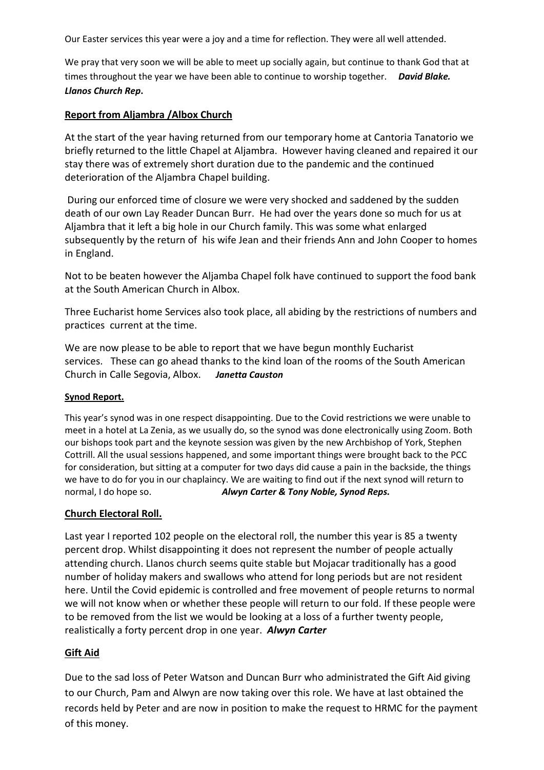Our Easter services this year were a joy and a time for reflection. They were all well attended.

We pray that very soon we will be able to meet up socially again, but continue to thank God that at times throughout the year we have been able to continue to worship together. ***David Blake. Llanos Church Rep.***

## Report from Aljambra /Albox Church

At the start of the year having returned from our temporary home at Cantoria Tanatorio we briefly returned to the little Chapel at Aljambra. However having cleaned and repaired it our stay there was of extremely short duration due to the pandemic and the continued deterioration of the Aljambra Chapel building.

During our enforced time of closure we were very shocked and saddened by the sudden death of our own Lay Reader Duncan Burr. He had over the years done so much for us at Aljambra that it left a big hole in our Church family. This was some what enlarged subsequently by the return of his wife Jean and their friends Ann and John Cooper to homes in England.

Not to be beaten however the Aljamba Chapel folk have continued to support the food bank at the South American Church in Albox.

Three Eucharist home Services also took place, all abiding by the restrictions of numbers and practices current at the time.

We are now please to be able to report that we have begun monthly Eucharist services. These can go ahead thanks to the kind loan of the rooms of the South American Church in Calle Segovia, Albox. ***Janetta Causton***

## Synod Report.

This year's synod was in one respect disappointing. Due to the Covid restrictions we were unable to meet in a hotel at La Zenia, as we usually do, so the synod was done electronically using Zoom. Both our bishops took part and the keynote session was given by the new Archbishop of York, Stephen Cottrill. All the usual sessions happened, and some important things were brought back to the PCC for consideration, but sitting at a computer for two days did cause a pain in the backside, the things we have to do for you in our chaplaincy. We are waiting to find out if the next synod will return to normal, I do hope so. ***Alwyn Carter & Tony Noble, Synod Reps.***

## Church Electoral Roll.

Last year I reported 102 people on the electoral roll, the number this year is 85 a twenty percent drop. Whilst disappointing it does not represent the number of people actually attending church. Llanos church seems quite stable but Mojacar traditionally has a good number of holiday makers and swallows who attend for long periods but are not resident here. Until the Covid epidemic is controlled and free movement of people returns to normal we will not know when or whether these people will return to our fold. If these people were to be removed from the list we would be looking at a loss of a further twenty people, realistically a forty percent drop in one year. ***Alwyn Carter***

## Gift Aid

Due to the sad loss of Peter Watson and Duncan Burr who administrated the Gift Aid giving to our Church, Pam and Alwyn are now taking over this role. We have at last obtained the records held by Peter and are now in position to make the request to HRMC for the payment of this money.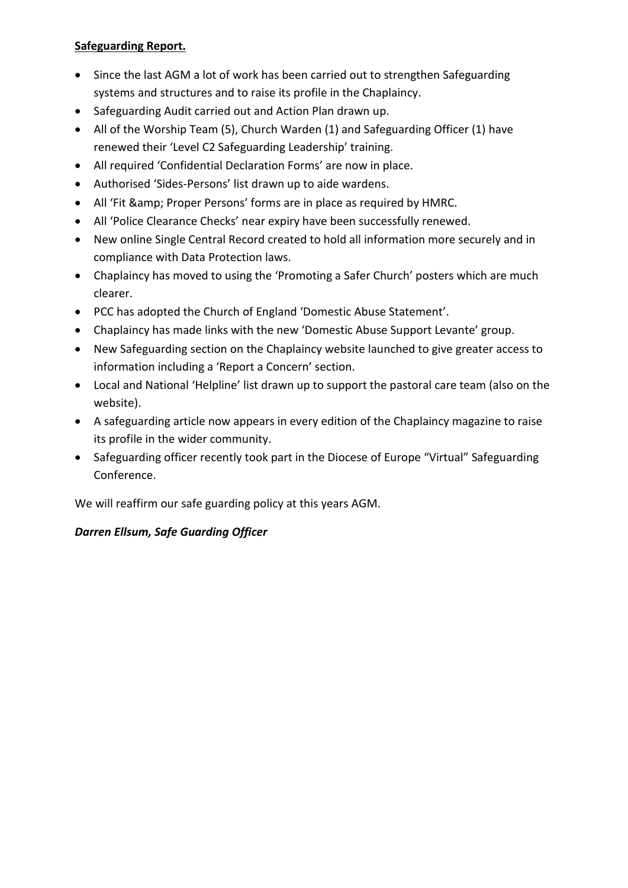**Safeguarding Report.**

- Since the last AGM a lot of work has been carried out to strengthen Safeguarding systems and structures and to raise its profile in the Chaplaincy.
- Safeguarding Audit carried out and Action Plan drawn up.
- All of the Worship Team (5), Church Warden (1) and Safeguarding Officer (1) have renewed their 'Level C2 Safeguarding Leadership' training.
- All required 'Confidential Declaration Forms' are now in place.
- Authorised 'Sides-Persons' list drawn up to aide wardens.
- All 'Fit &amp; Proper Persons' forms are in place as required by HMRC.
- All 'Police Clearance Checks' near expiry have been successfully renewed.
- New online Single Central Record created to hold all information more securely and in compliance with Data Protection laws.
- Chaplaincy has moved to using the 'Promoting a Safer Church' posters which are much clearer.
- PCC has adopted the Church of England 'Domestic Abuse Statement'.
- Chaplaincy has made links with the new 'Domestic Abuse Support Levante' group.
- New Safeguarding section on the Chaplaincy website launched to give greater access to information including a 'Report a Concern' section.
- Local and National 'Helpline' list drawn up to support the pastoral care team (also on the website).
- A safeguarding article now appears in every edition of the Chaplaincy magazine to raise its profile in the wider community.
- Safeguarding officer recently took part in the Diocese of Europe "Virtual" Safeguarding Conference.

We will reaffirm our safe guarding policy at this years AGM.

***Darren Ellsum, Safe Guarding Officer***